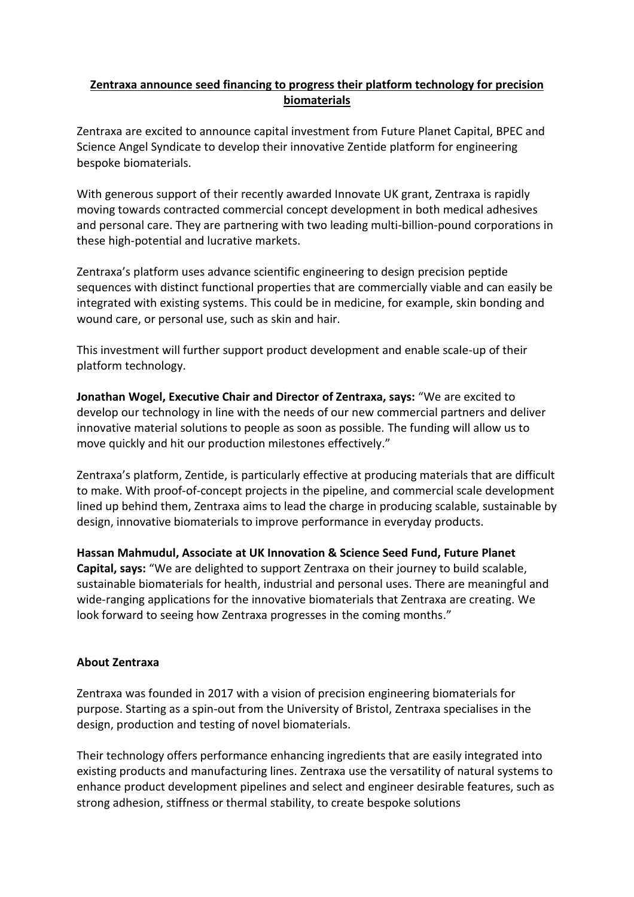**<u>Zentraxa announce seed financing to progress their platform technology for precision biomaterials</u>**

Zentraxa are excited to announce capital investment from Future Planet Capital, BPEC and Science Angel Syndicate to develop their innovative Zentide platform for engineering bespoke biomaterials.

With generous support of their recently awarded Innovate UK grant, Zentraxa is rapidly moving towards contracted commercial concept development in both medical adhesives and personal care. They are partnering with two leading multi-billion-pound corporations in these high-potential and lucrative markets.

Zentraxa's platform uses advance scientific engineering to design precision peptide sequences with distinct functional properties that are commercially viable and can easily be integrated with existing systems. This could be in medicine, for example, skin bonding and wound care, or personal use, such as skin and hair.

This investment will further support product development and enable scale-up of their platform technology.

**Jonathan Wogel, Executive Chair and Director of Zentraxa, says:** "We are excited to develop our technology in line with the needs of our new commercial partners and deliver innovative material solutions to people as soon as possible. The funding will allow us to move quickly and hit our production milestones effectively."

Zentraxa's platform, Zentide, is particularly effective at producing materials that are difficult to make. With proof-of-concept projects in the pipeline, and commercial scale development lined up behind them, Zentraxa aims to lead the charge in producing scalable, sustainable by design, innovative biomaterials to improve performance in everyday products.

**Hassan Mahmudul, Associate at UK Innovation & Science Seed Fund, Future Planet Capital, says:** "We are delighted to support Zentraxa on their journey to build scalable, sustainable biomaterials for health, industrial and personal uses. There are meaningful and wide-ranging applications for the innovative biomaterials that Zentraxa are creating. We look forward to seeing how Zentraxa progresses in the coming months."

**About Zentraxa**

Zentraxa was founded in 2017 with a vision of precision engineering biomaterials for purpose. Starting as a spin-out from the University of Bristol, Zentraxa specialises in the design, production and testing of novel biomaterials.

Their technology offers performance enhancing ingredients that are easily integrated into existing products and manufacturing lines. Zentraxa use the versatility of natural systems to enhance product development pipelines and select and engineer desirable features, such as strong adhesion, stiffness or thermal stability, to create bespoke solutions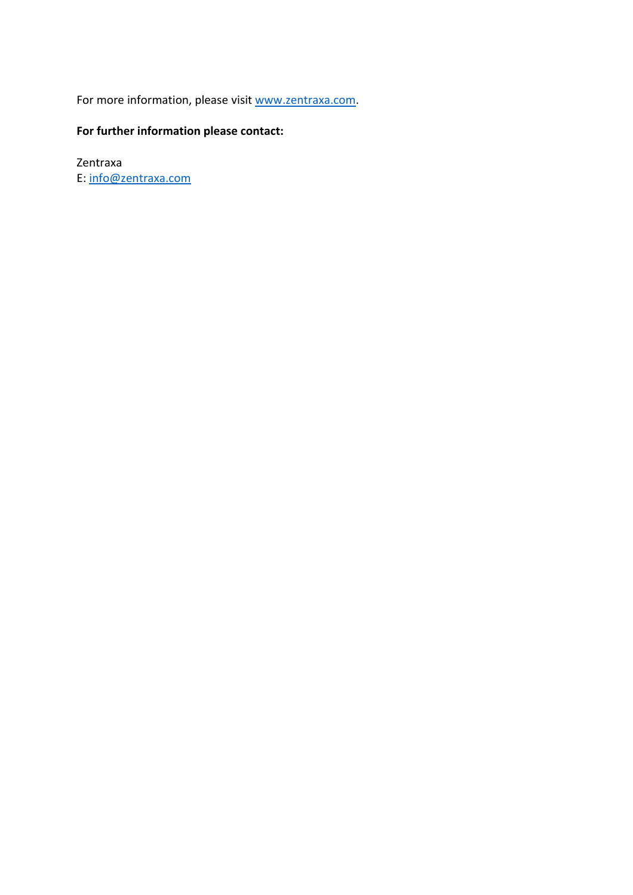For more information, please visit [www.zentraxa.com](http://www.zentraxa.com).

**For further information please contact:**

Zentraxa
E: [info@zentraxa.com](mailto:info@zentraxa.com)